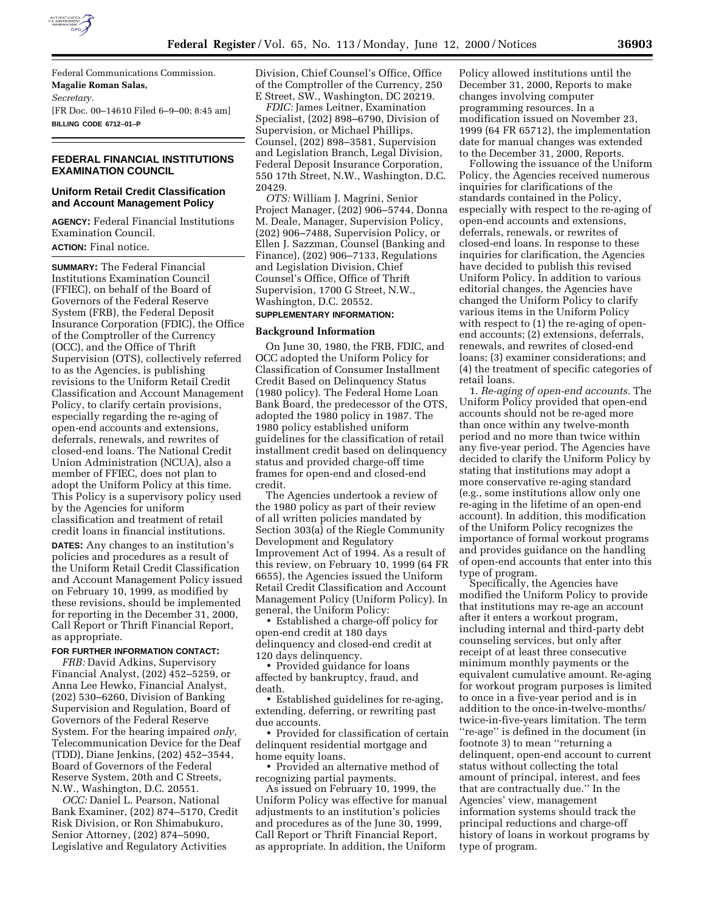Federal Communications Commission.

**Magalie Roman Salas,**

*Secretary.*

[FR Doc. 00–14610 Filed 6–9–00; 8:45 am]

**BILLING CODE 6712–01–P**

## FEDERAL FINANCIAL INSTITUTIONS EXAMINATION COUNCIL

### Uniform Retail Credit Classification and Account Management Policy

**AGENCY:** Federal Financial Institutions Examination Council.

**ACTION:** Final notice.

**SUMMARY:** The Federal Financial Institutions Examination Council (FFIEC), on behalf of the Board of Governors of the Federal Reserve System (FRB), the Federal Deposit Insurance Corporation (FDIC), the Office of the Comptroller of the Currency (OCC), and the Office of Thrift Supervision (OTS), collectively referred to as the Agencies, is publishing revisions to the Uniform Retail Credit Classification and Account Management Policy, to clarify certain provisions, especially regarding the re-aging of open-end accounts and extensions, deferrals, renewals, and rewrites of closed-end loans. The National Credit Union Administration (NCUA), also a member of FFIEC, does not plan to adopt the Uniform Policy at this time. This Policy is a supervisory policy used by the Agencies for uniform classification and treatment of retail credit loans in financial institutions.

**DATES:** Any changes to an institution's policies and procedures as a result of the Uniform Retail Credit Classification and Account Management Policy issued on February 10, 1999, as modified by these revisions, should be implemented for reporting in the December 31, 2000, Call Report or Thrift Financial Report, as appropriate.

**FOR FURTHER INFORMATION CONTACT:**

*FRB:* David Adkins, Supervisory Financial Analyst, (202) 452–5259, or Anna Lee Hewko, Financial Analyst, (202) 530–6260, Division of Banking Supervision and Regulation, Board of Governors of the Federal Reserve System. For the hearing impaired *only,* Telecommunication Device for the Deaf (TDD), Diane Jenkins, (202) 452–3544, Board of Governors of the Federal Reserve System, 20th and C Streets, N.W., Washington, D.C. 20551.

*OCC:* Daniel L. Pearson, National Bank Examiner, (202) 874–5170, Credit Risk Division, or Ron Shimabukuro, Senior Attorney, (202) 874–5090, Legislative and Regulatory Activities Division, Chief Counsel's Office, Office of the Comptroller of the Currency, 250 E Street, SW., Washington, DC 20219.

*FDIC:* James Leitner, Examination Specialist, (202) 898–6790, Division of Supervision, or Michael Phillips, Counsel, (202) 898–3581, Supervision and Legislation Branch, Legal Division, Federal Deposit Insurance Corporation, 550 17th Street, N.W., Washington, D.C. 20429.

*OTS:* William J. Magrini, Senior Project Manager, (202) 906–5744, Donna M. Deale, Manager, Supervision Policy, (202) 906–7488, Supervision Policy, or Ellen J. Sazzman, Counsel (Banking and Finance), (202) 906–7133, Regulations and Legislation Division, Chief Counsel's Office, Office of Thrift Supervision, 1700 G Street, N.W., Washington, D.C. 20552.

**SUPPLEMENTARY INFORMATION:**

#### Background Information

On June 30, 1980, the FRB, FDIC, and OCC adopted the Uniform Policy for Classification of Consumer Installment Credit Based on Delinquency Status (1980 policy). The Federal Home Loan Bank Board, the predecessor of the OTS, adopted the 1980 policy in 1987. The 1980 policy established uniform guidelines for the classification of retail installment credit based on delinquency status and provided charge-off time frames for open-end and closed-end credit.

The Agencies undertook a review of the 1980 policy as part of their review of all written policies mandated by Section 303(a) of the Riegle Community Development and Regulatory Improvement Act of 1994. As a result of this review, on February 10, 1999 (64 FR 6655), the Agencies issued the Uniform Retail Credit Classification and Account Management Policy (Uniform Policy). In general, the Uniform Policy:

- Established a charge-off policy for open-end credit at 180 days delinquency and closed-end credit at 120 days delinquency.
- Provided guidance for loans affected by bankruptcy, fraud, and death.
- Established guidelines for re-aging, extending, deferring, or rewriting past due accounts.
- Provided for classification of certain delinquent residential mortgage and home equity loans.
- Provided an alternative method of recognizing partial payments.

As issued on February 10, 1999, the Uniform Policy was effective for manual adjustments to an institution's policies and procedures as of the June 30, 1999, Call Report or Thrift Financial Report, as appropriate. In addition, the Uniform Policy allowed institutions until the December 31, 2000, Reports to make changes involving computer programming resources. In a modification issued on November 23, 1999 (64 FR 65712), the implementation date for manual changes was extended to the December 31, 2000, Reports.

Following the issuance of the Uniform Policy, the Agencies received numerous inquiries for clarifications of the standards contained in the Policy, especially with respect to the re-aging of open-end accounts and extensions, deferrals, renewals, or rewrites of closed-end loans. In response to these inquiries for clarification, the Agencies have decided to publish this revised Uniform Policy. In addition to various editorial changes, the Agencies have changed the Uniform Policy to clarify various items in the Uniform Policy with respect to (1) the re-aging of open-end accounts; (2) extensions, deferrals, renewals, and rewrites of closed-end loans; (3) examiner considerations; and (4) the treatment of specific categories of retail loans.

1. *Re-aging of open-end accounts.* The Uniform Policy provided that open-end accounts should not be re-aged more than once within any twelve-month period and no more than twice within any five-year period. The Agencies have decided to clarify the Uniform Policy by stating that institutions may adopt a more conservative re-aging standard (e.g., some institutions allow only one re-aging in the lifetime of an open-end account). In addition, this modification of the Uniform Policy recognizes the importance of formal workout programs and provides guidance on the handling of open-end accounts that enter into this type of program.

Specifically, the Agencies have modified the Uniform Policy to provide that institutions may re-age an account after it enters a workout program, including internal and third-party debt counseling services, but only after receipt of at least three consecutive minimum monthly payments or the equivalent cumulative amount. Re-aging for workout program purposes is limited to once in a five-year period and is in addition to the once-in-twelve-months/twice-in-five-years limitation. The term ''re-age'' is defined in the document (in footnote 3) to mean ''returning a delinquent, open-end account to current status without collecting the total amount of principal, interest, and fees that are contractually due.'' In the Agencies' view, management information systems should track the principal reductions and charge-off history of loans in workout programs by type of program.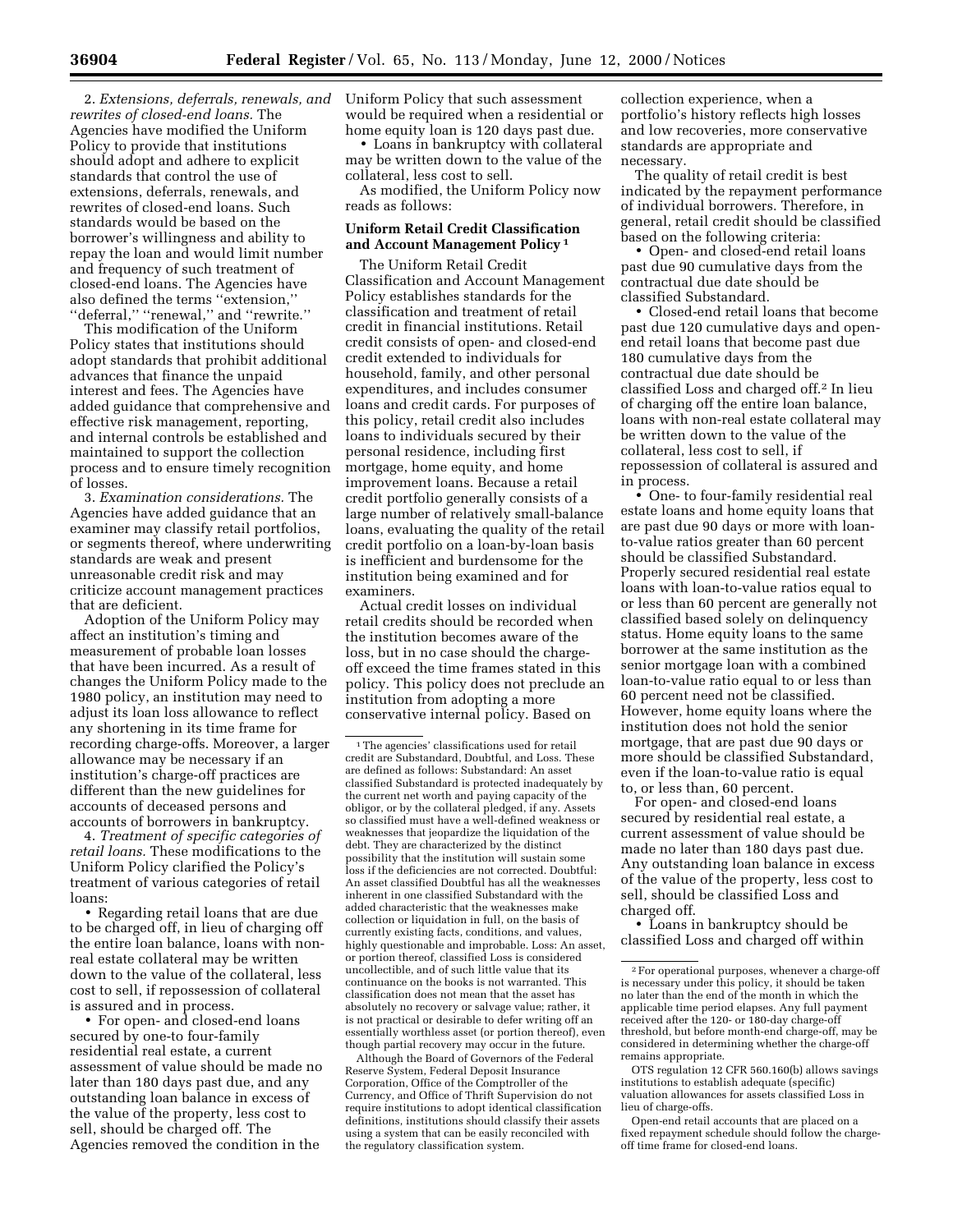2. *Extensions, deferrals, renewals, and rewrites of closed-end loans.* The Agencies have modified the Uniform Policy to provide that institutions should adopt and adhere to explicit standards that control the use of extensions, deferrals, renewals, and rewrites of closed-end loans. Such standards would be based on the borrower's willingness and ability to repay the loan and would limit number and frequency of such treatment of closed-end loans. The Agencies have also defined the terms "extension," "deferral," "renewal," and "rewrite."

This modification of the Uniform Policy states that institutions should adopt standards that prohibit additional advances that finance the unpaid interest and fees. The Agencies have added guidance that comprehensive and effective risk management, reporting, and internal controls be established and maintained to support the collection process and to ensure timely recognition of losses.

3. *Examination considerations.* The Agencies have added guidance that an examiner may classify retail portfolios, or segments thereof, where underwriting standards are weak and present unreasonable credit risk and may criticize account management practices that are deficient.

Adoption of the Uniform Policy may affect an institution's timing and measurement of probable loan losses that have been incurred. As a result of changes the Uniform Policy made to the 1980 policy, an institution may need to adjust its loan loss allowance to reflect any shortening in its time frame for recording charge-offs. Moreover, a larger allowance may be necessary if an institution's charge-off practices are different than the new guidelines for accounts of deceased persons and accounts of borrowers in bankruptcy.

4. *Treatment of specific categories of retail loans.* These modifications to the Uniform Policy clarified the Policy's treatment of various categories of retail loans:

- Regarding retail loans that are due to be charged off, in lieu of charging off the entire loan balance, loans with non-real estate collateral may be written down to the value of the collateral, less cost to sell, if repossession of collateral is assured and in process.
- For open- and closed-end loans secured by one-to four-family residential real estate, a current assessment of value should be made no later than 180 days past due, and any outstanding loan balance in excess of the value of the property, less cost to sell, should be charged off. The Agencies removed the condition in the Uniform Policy that such assessment would be required when a residential or home equity loan is 120 days past due.
- Loans in bankruptcy with collateral may be written down to the value of the collateral, less cost to sell.

As modified, the Uniform Policy now reads as follows:

## Uniform Retail Credit Classification and Account Management Policy [1]

The Uniform Retail Credit Classification and Account Management Policy establishes standards for the classification and treatment of retail credit in financial institutions. Retail credit consists of open- and closed-end credit extended to individuals for household, family, and other personal expenditures, and includes consumer loans and credit cards. For purposes of this policy, retail credit also includes loans to individuals secured by their personal residence, including first mortgage, home equity, and home improvement loans. Because a retail credit portfolio generally consists of a large number of relatively small-balance loans, evaluating the quality of the retail credit portfolio on a loan-by-loan basis is inefficient and burdensome for the institution being examined and for examiners.

Actual credit losses on individual retail credits should be recorded when the institution becomes aware of the loss, but in no case should the charge-off exceed the time frames stated in this policy. This policy does not preclude an institution from adopting a more conservative internal policy. Based on collection experience, when a portfolio's history reflects high losses and low recoveries, more conservative standards are appropriate and necessary.

The quality of retail credit is best indicated by the repayment performance of individual borrowers. Therefore, in general, retail credit should be classified based on the following criteria:

- Open- and closed-end retail loans past due 90 cumulative days from the contractual due date should be classified Substandard.
- Closed-end retail loans that become past due 120 cumulative days and open-end retail loans that become past due 180 cumulative days from the contractual due date should be classified Loss and charged off.[2] In lieu of charging off the entire loan balance, loans with non-real estate collateral may be written down to the value of the collateral, less cost to sell, if repossession of collateral is assured and in process.
- One- to four-family residential real estate loans and home equity loans that are past due 90 days or more with loan-to-value ratios greater than 60 percent should be classified Substandard. Properly secured residential real estate loans with loan-to-value ratios equal to or less than 60 percent are generally not classified based solely on delinquency status. Home equity loans to the same borrower at the same institution as the senior mortgage loan with a combined loan-to-value ratio equal to or less than 60 percent need not be classified. However, home equity loans where the institution does not hold the senior mortgage, that are past due 90 days or more should be classified Substandard, even if the loan-to-value ratio is equal to, or less than, 60 percent.

For open- and closed-end loans secured by residential real estate, a current assessment of value should be made no later than 180 days past due. Any outstanding loan balance in excess of the value of the property, less cost to sell, should be classified Loss and charged off.

- Loans in bankruptcy should be classified Loss and charged off within

---

[1] The agencies' classifications used for retail credit are Substandard, Doubtful, and Loss. These are defined as follows: Substandard: An asset classified Substandard is protected inadequately by the current net worth and paying capacity of the obligor, or by the collateral pledged, if any. Assets so classified must have a well-defined weakness or weaknesses that jeopardize the liquidation of the debt. They are characterized by the distinct possibility that the institution will sustain some loss if the deficiencies are not corrected. Doubtful: An asset classified Doubtful has all the weaknesses inherent in one classified Substandard with the added characteristic that the weaknesses make collection or liquidation in full, on the basis of currently existing facts, conditions, and values, highly questionable and improbable. Loss: An asset, or portion thereof, classified Loss is considered uncollectible, and of such little value that its continuance on the books is not warranted. This classification does not mean that the asset has absolutely no recovery or salvage value; rather, it is not practical or desirable to defer writing off an essentially worthless asset (or portion thereof), even though partial recovery may occur in the future.

Although the Board of Governors of the Federal Reserve System, Federal Deposit Insurance Corporation, Office of the Comptroller of the Currency, and Office of Thrift Supervision do not require institutions to adopt identical classification definitions, institutions should classify their assets using a system that can be easily reconciled with the regulatory classification system.

[2] For operational purposes, whenever a charge-off is necessary under this policy, it should be taken no later than the end of the month in which the applicable time period elapses. Any full payment received after the 120- or 180-day charge-off threshold, but before month-end charge-off, may be considered in determining whether the charge-off remains appropriate.

OTS regulation 12 CFR 560.160(b) allows savings institutions to establish adequate (specific) valuation allowances for assets classified Loss in lieu of charge-offs.

Open-end retail accounts that are placed on a fixed repayment schedule should follow the charge-off time frame for closed-end loans.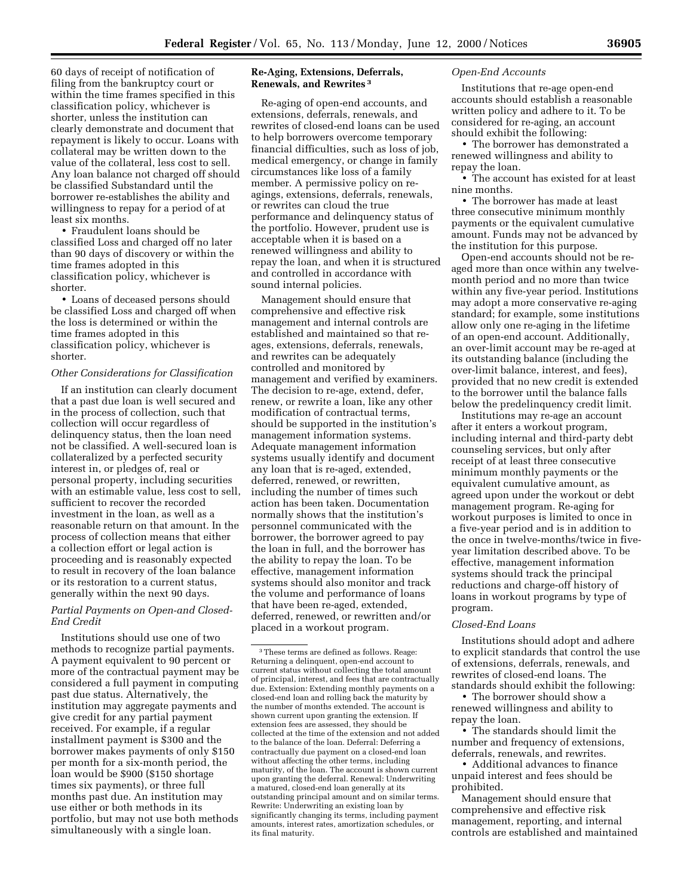60 days of receipt of notification of filing from the bankruptcy court or within the time frames specified in this classification policy, whichever is shorter, unless the institution can clearly demonstrate and document that repayment is likely to occur. Loans with collateral may be written down to the value of the collateral, less cost to sell. Any loan balance not charged off should be classified Substandard until the borrower re-establishes the ability and willingness to repay for a period of at least six months.

- Fraudulent loans should be classified Loss and charged off no later than 90 days of discovery or within the time frames adopted in this classification policy, whichever is shorter.
- Loans of deceased persons should be classified Loss and charged off when the loss is determined or within the time frames adopted in this classification policy, whichever is shorter.

### *Other Considerations for Classification*

If an institution can clearly document that a past due loan is well secured and in the process of collection, such that collection will occur regardless of delinquency status, then the loan need not be classified. A well-secured loan is collateralized by a perfected security interest in, or pledges of, real or personal property, including securities with an estimable value, less cost to sell, sufficient to recover the recorded investment in the loan, as well as a reasonable return on that amount. In the process of collection means that either a collection effort or legal action is proceeding and is reasonably expected to result in recovery of the loan balance or its restoration to a current status, generally within the next 90 days.

### *Partial Payments on Open-and Closed-End Credit*

Institutions should use one of two methods to recognize partial payments. A payment equivalent to 90 percent or more of the contractual payment may be considered a full payment in computing past due status. Alternatively, the institution may aggregate payments and give credit for any partial payment received. For example, if a regular installment payment is $300 and the borrower makes payments of only $150 per month for a six-month period, the loan would be $900 ($150 shortage times six payments), or three full months past due. An institution may use either or both methods in its portfolio, but may not use both methods simultaneously with a single loan.

## Re-Aging, Extensions, Deferrals, Renewals, and Rewrites [3]

Re-aging of open-end accounts, and extensions, deferrals, renewals, and rewrites of closed-end loans can be used to help borrowers overcome temporary financial difficulties, such as loss of job, medical emergency, or change in family circumstances like loss of a family member. A permissive policy on re-agings, extensions, deferrals, renewals, or rewrites can cloud the true performance and delinquency status of the portfolio. However, prudent use is acceptable when it is based on a renewed willingness and ability to repay the loan, and when it is structured and controlled in accordance with sound internal policies.

Management should ensure that comprehensive and effective risk management and internal controls are established and maintained so that re-ages, extensions, deferrals, renewals, and rewrites can be adequately controlled and monitored by management and verified by examiners. The decision to re-age, extend, defer, renew, or rewrite a loan, like any other modification of contractual terms, should be supported in the institution's management information systems. Adequate management information systems usually identify and document any loan that is re-aged, extended, deferred, renewed, or rewritten, including the number of times such action has been taken. Documentation normally shows that the institution's personnel communicated with the borrower, the borrower agreed to pay the loan in full, and the borrower has the ability to repay the loan. To be effective, management information systems should also monitor and track the volume and performance of loans that have been re-aged, extended, deferred, renewed, or rewritten and/or placed in a workout program.

### *Open-End Accounts*

Institutions that re-age open-end accounts should establish a reasonable written policy and adhere to it. To be considered for re-aging, an account should exhibit the following:

- The borrower has demonstrated a renewed willingness and ability to repay the loan.
- The account has existed for at least nine months.
- The borrower has made at least three consecutive minimum monthly payments or the equivalent cumulative amount. Funds may not be advanced by the institution for this purpose.

Open-end accounts should not be re-aged more than once within any twelve-month period and no more than twice within any five-year period. Institutions may adopt a more conservative re-aging standard; for example, some institutions allow only one re-aging in the lifetime of an open-end account. Additionally, an over-limit account may be re-aged at its outstanding balance (including the over-limit balance, interest, and fees), provided that no new credit is extended to the borrower until the balance falls below the predelinquency credit limit.

Institutions may re-age an account after it enters a workout program, including internal and third-party debt counseling services, but only after receipt of at least three consecutive minimum monthly payments or the equivalent cumulative amount, as agreed upon under the workout or debt management program. Re-aging for workout purposes is limited to once in a five-year period and is in addition to the once in twelve-months/twice in five-year limitation described above. To be effective, management information systems should track the principal reductions and charge-off history of loans in workout programs by type of program.

### *Closed-End Loans*

Institutions should adopt and adhere to explicit standards that control the use of extensions, deferrals, renewals, and rewrites of closed-end loans. The standards should exhibit the following:

- The borrower should show a renewed willingness and ability to repay the loan.
- The standards should limit the number and frequency of extensions, deferrals, renewals, and rewrites.
- Additional advances to finance unpaid interest and fees should be prohibited.

Management should ensure that comprehensive and effective risk management, reporting, and internal controls are established and maintained

---

[3] These terms are defined as follows. Reage: Returning a delinquent, open-end account to current status without collecting the total amount of principal, interest, and fees that are contractually due. Extension: Extending monthly payments on a closed-end loan and rolling back the maturity by the number of months extended. The account is shown current upon granting the extension. If extension fees are assessed, they should be collected at the time of the extension and not added to the balance of the loan. Deferral: Deferring a contractually due payment on a closed-end loan without affecting the other terms, including maturity, of the loan. The account is shown current upon granting the deferral. Renewal: Underwriting a matured, closed-end loan generally at its outstanding principal amount and on similar terms. Rewrite: Underwriting an existing loan by significantly changing its terms, including payment amounts, interest rates, amortization schedules, or its final maturity.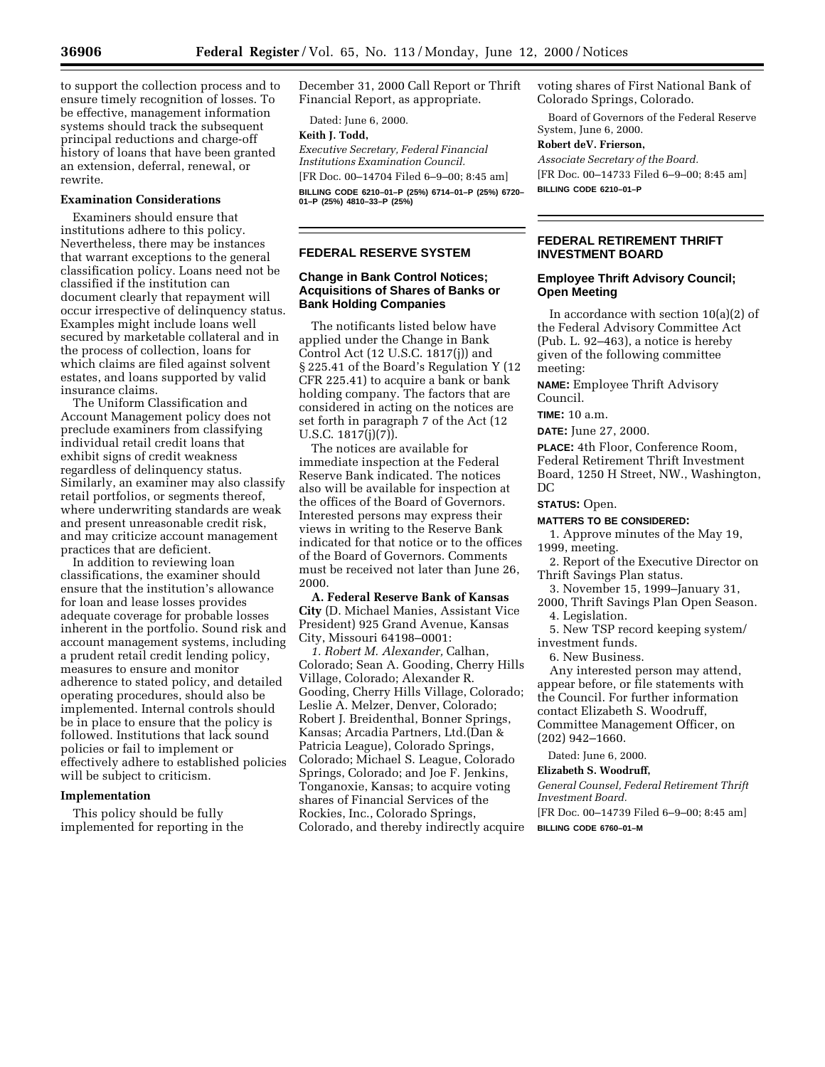to support the collection process and to ensure timely recognition of losses. To be effective, management information systems should track the subsequent principal reductions and charge-off history of loans that have been granted an extension, deferral, renewal, or rewrite.

### Examination Considerations

Examiners should ensure that institutions adhere to this policy. Nevertheless, there may be instances that warrant exceptions to the general classification policy. Loans need not be classified if the institution can document clearly that repayment will occur irrespective of delinquency status. Examples might include loans well secured by marketable collateral and in the process of collection, loans for which claims are filed against solvent estates, and loans supported by valid insurance claims.

The Uniform Classification and Account Management policy does not preclude examiners from classifying individual retail credit loans that exhibit signs of credit weakness regardless of delinquency status. Similarly, an examiner may also classify retail portfolios, or segments thereof, where underwriting standards are weak and present unreasonable credit risk, and may criticize account management practices that are deficient.

In addition to reviewing loan classifications, the examiner should ensure that the institution's allowance for loan and lease losses provides adequate coverage for probable losses inherent in the portfolio. Sound risk and account management systems, including a prudent retail credit lending policy, measures to ensure and monitor adherence to stated policy, and detailed operating procedures, should also be implemented. Internal controls should be in place to ensure that the policy is followed. Institutions that lack sound policies or fail to implement or effectively adhere to established policies will be subject to criticism.

### Implementation

This policy should be fully implemented for reporting in the December 31, 2000 Call Report or Thrift Financial Report, as appropriate.

Dated: June 6, 2000.

**Keith J. Todd,**

*Executive Secretary, Federal Financial Institutions Examination Council.*

[FR Doc. 00–14704 Filed 6–9–00; 8:45 am]

**BILLING CODE 6210–01–P (25%) 6714–01–P (25%) 6720–01–P (25%) 4810–33–P (25%)**

## FEDERAL RESERVE SYSTEM

### Change in Bank Control Notices; Acquisitions of Shares of Banks or Bank Holding Companies

The notificants listed below have applied under the Change in Bank Control Act (12 U.S.C. 1817(j)) and § 225.41 of the Board's Regulation Y (12 CFR 225.41) to acquire a bank or bank holding company. The factors that are considered in acting on the notices are set forth in paragraph 7 of the Act (12 U.S.C. 1817(j)(7)).

The notices are available for immediate inspection at the Federal Reserve Bank indicated. The notices also will be available for inspection at the offices of the Board of Governors. Interested persons may express their views in writing to the Reserve Bank indicated for that notice or to the offices of the Board of Governors. Comments must be received not later than June 26, 2000.

**A. Federal Reserve Bank of Kansas City** (D. Michael Manies, Assistant Vice President) 925 Grand Avenue, Kansas City, Missouri 64198–0001:

*1. Robert M. Alexander,* Calhan, Colorado; Sean A. Gooding, Cherry Hills Village, Colorado; Alexander R. Gooding, Cherry Hills Village, Colorado; Leslie A. Melzer, Denver, Colorado; Robert J. Breidenthal, Bonner Springs, Kansas; Arcadia Partners, Ltd.(Dan & Patricia League), Colorado Springs, Colorado; Michael S. League, Colorado Springs, Colorado; and Joe F. Jenkins, Tonganoxie, Kansas; to acquire voting shares of Financial Services of the Rockies, Inc., Colorado Springs, Colorado, and thereby indirectly acquire voting shares of First National Bank of Colorado Springs, Colorado.

Board of Governors of the Federal Reserve System, June 6, 2000.

**Robert deV. Frierson,**

*Associate Secretary of the Board.*

[FR Doc. 00–14733 Filed 6–9–00; 8:45 am]

**BILLING CODE 6210–01–P**

## FEDERAL RETIREMENT THRIFT INVESTMENT BOARD

### Employee Thrift Advisory Council; Open Meeting

In accordance with section 10(a)(2) of the Federal Advisory Committee Act (Pub. L. 92–463), a notice is hereby given of the following committee meeting:

**NAME:** Employee Thrift Advisory Council.

**TIME:** 10 a.m.

**DATE:** June 27, 2000.

**PLACE:** 4th Floor, Conference Room, Federal Retirement Thrift Investment Board, 1250 H Street, NW., Washington, DC

**STATUS:** Open.

**MATTERS TO BE CONSIDERED:**

1. Approve minutes of the May 19, 1999, meeting.
2. Report of the Executive Director on Thrift Savings Plan status.
3. November 15, 1999–January 31, 2000, Thrift Savings Plan Open Season.
4. Legislation.
5. New TSP record keeping system/investment funds.
6. New Business.

Any interested person may attend, appear before, or file statements with the Council. For further information contact Elizabeth S. Woodruff, Committee Management Officer, on (202) 942–1660.

Dated: June 6, 2000.

**Elizabeth S. Woodruff,**

*General Counsel, Federal Retirement Thrift Investment Board.*

[FR Doc. 00–14739 Filed 6–9–00; 8:45 am]

**BILLING CODE 6760–01–M**